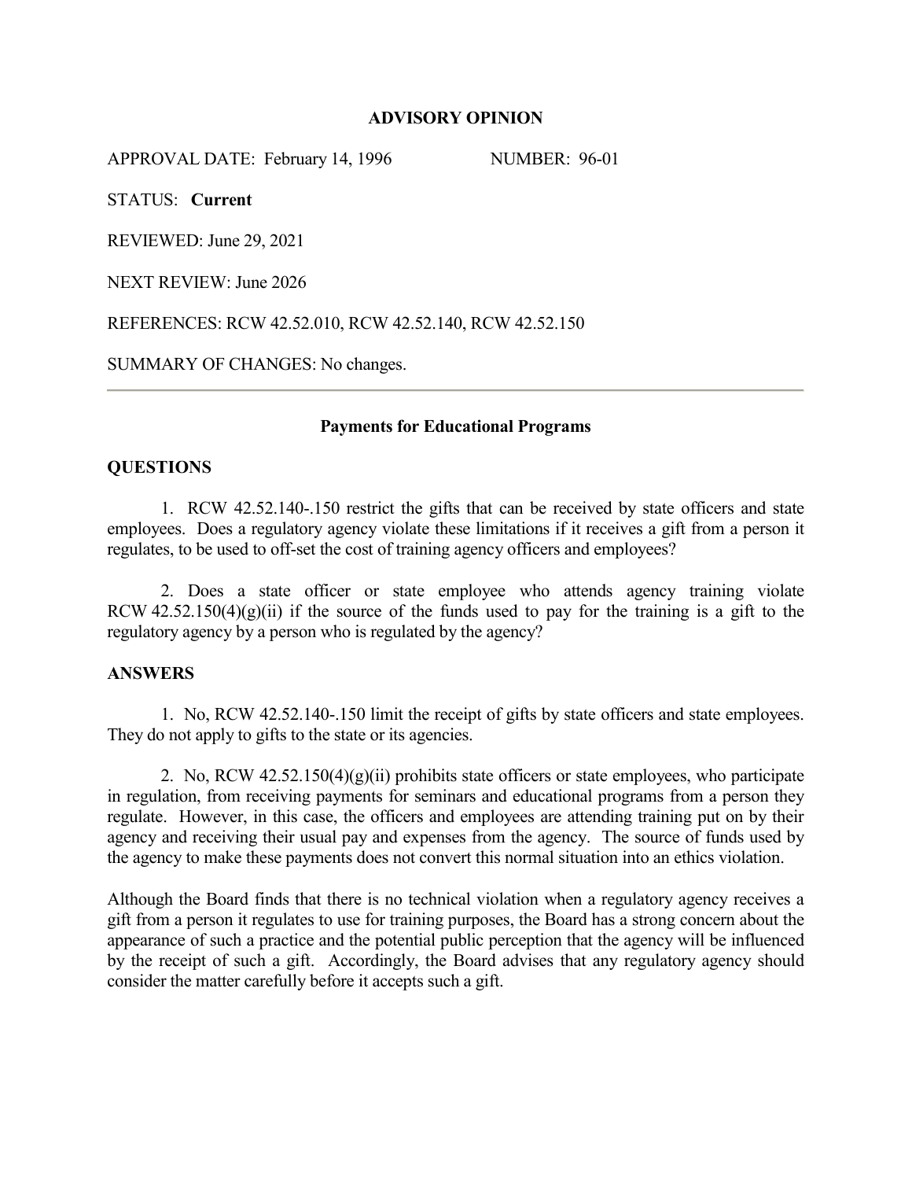# ADVISORY OPINION

APPROVAL DATE: February 14, 1996 NUMBER: 96-01

STATUS: **Current**

REVIEWED: June 29, 2021

NEXT REVIEW: June 2026

REFERENCES: RCW 42.52.010, RCW 42.52.140, RCW 42.52.150

SUMMARY OF CHANGES: No changes.

---

## Payments for Educational Programs

### QUESTIONS

1. RCW 42.52.140-.150 restrict the gifts that can be received by state officers and state employees. Does a regulatory agency violate these limitations if it receives a gift from a person it regulates, to be used to off-set the cost of training agency officers and employees?

2. Does a state officer or state employee who attends agency training violate RCW 42.52.150(4)(g)(ii) if the source of the funds used to pay for the training is a gift to the regulatory agency by a person who is regulated by the agency?

### ANSWERS

1. No, RCW 42.52.140-.150 limit the receipt of gifts by state officers and state employees. They do not apply to gifts to the state or its agencies.

2. No, RCW 42.52.150(4)(g)(ii) prohibits state officers or state employees, who participate in regulation, from receiving payments for seminars and educational programs from a person they regulate. However, in this case, the officers and employees are attending training put on by their agency and receiving their usual pay and expenses from the agency. The source of funds used by the agency to make these payments does not convert this normal situation into an ethics violation.

Although the Board finds that there is no technical violation when a regulatory agency receives a gift from a person it regulates to use for training purposes, the Board has a strong concern about the appearance of such a practice and the potential public perception that the agency will be influenced by the receipt of such a gift. Accordingly, the Board advises that any regulatory agency should consider the matter carefully before it accepts such a gift.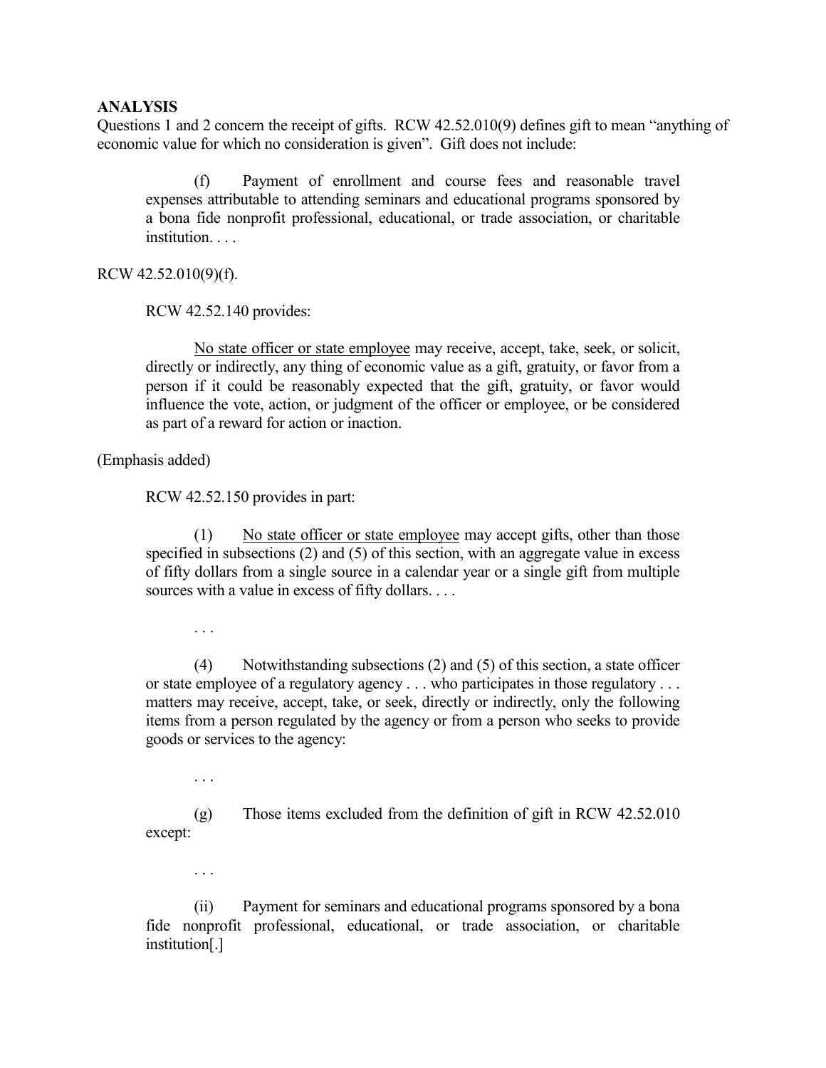**ANALYSIS**

Questions 1 and 2 concern the receipt of gifts. RCW 42.52.010(9) defines gift to mean "anything of economic value for which no consideration is given". Gift does not include:

> (f) Payment of enrollment and course fees and reasonable travel expenses attributable to attending seminars and educational programs sponsored by a bona fide nonprofit professional, educational, or trade association, or charitable institution. . . .

RCW 42.52.010(9)(f).

RCW 42.52.140 provides:

> <u>No state officer or state employee</u> may receive, accept, take, seek, or solicit, directly or indirectly, any thing of economic value as a gift, gratuity, or favor from a person if it could be reasonably expected that the gift, gratuity, or favor would influence the vote, action, or judgment of the officer or employee, or be considered as part of a reward for action or inaction.

(Emphasis added)

RCW 42.52.150 provides in part:

> (1) <u>No state officer or state employee</u> may accept gifts, other than those specified in subsections (2) and (5) of this section, with an aggregate value in excess of fifty dollars from a single source in a calendar year or a single gift from multiple sources with a value in excess of fifty dollars. . . .
>
> . . .
>
> (4) Notwithstanding subsections (2) and (5) of this section, a state officer or state employee of a regulatory agency . . . who participates in those regulatory . . . matters may receive, accept, take, or seek, directly or indirectly, only the following items from a person regulated by the agency or from a person who seeks to provide goods or services to the agency:
>
> . . .
>
> (g) Those items excluded from the definition of gift in RCW 42.52.010 except:
>
> . . .
>
> (ii) Payment for seminars and educational programs sponsored by a bona fide nonprofit professional, educational, or trade association, or charitable institution[.]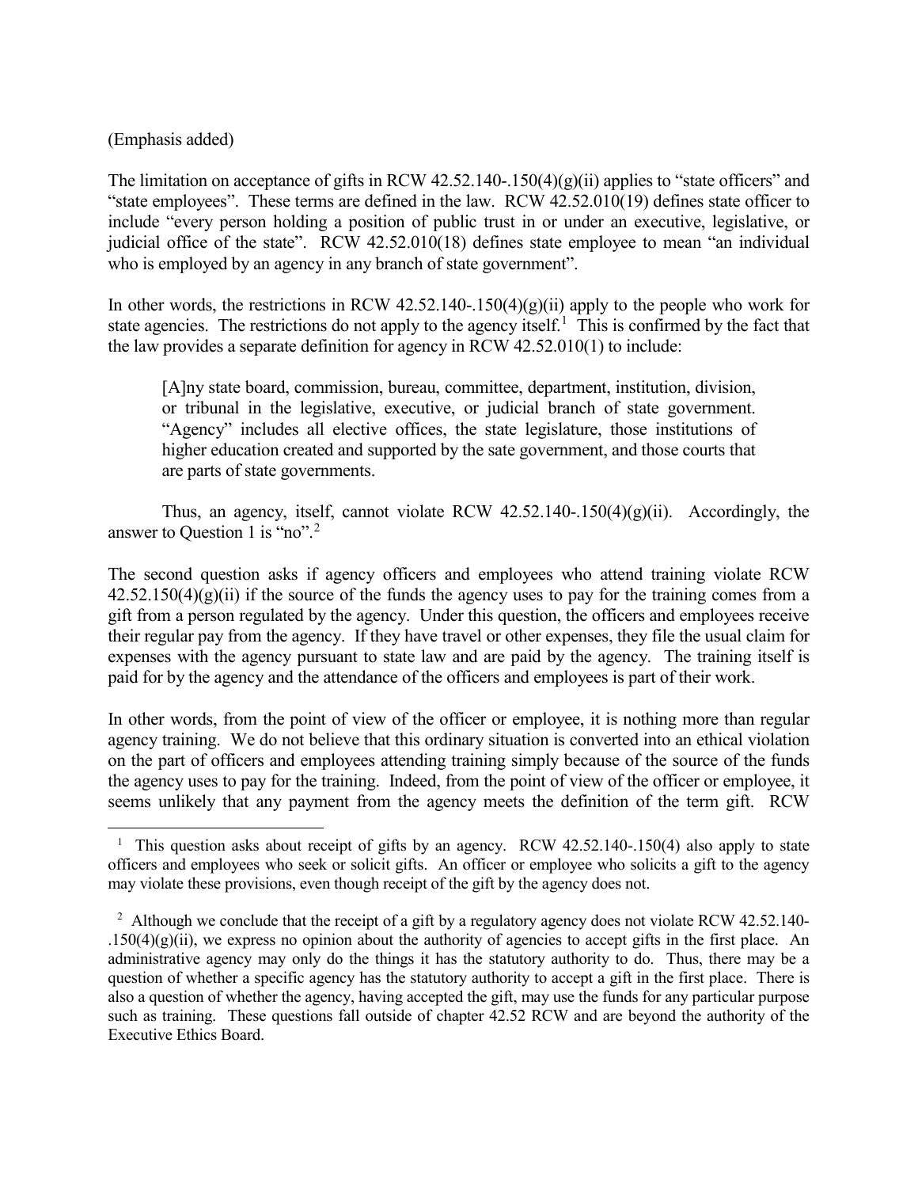(Emphasis added)

The limitation on acceptance of gifts in RCW 42.52.140-.150(4)(g)(ii) applies to "state officers" and "state employees". These terms are defined in the law. RCW 42.52.010(19) defines state officer to include "every person holding a position of public trust in or under an executive, legislative, or judicial office of the state". RCW 42.52.010(18) defines state employee to mean "an individual who is employed by an agency in any branch of state government".

In other words, the restrictions in RCW 42.52.140-.150(4)(g)(ii) apply to the people who work for state agencies. The restrictions do not apply to the agency itself.[1] This is confirmed by the fact that the law provides a separate definition for agency in RCW 42.52.010(1) to include:

> [A]ny state board, commission, bureau, committee, department, institution, division, or tribunal in the legislative, executive, or judicial branch of state government. "Agency" includes all elective offices, the state legislature, those institutions of higher education created and supported by the sate government, and those courts that are parts of state governments.

Thus, an agency, itself, cannot violate RCW 42.52.140-.150(4)(g)(ii). Accordingly, the answer to Question 1 is "no".[2]

The second question asks if agency officers and employees who attend training violate RCW 42.52.150(4)(g)(ii) if the source of the funds the agency uses to pay for the training comes from a gift from a person regulated by the agency. Under this question, the officers and employees receive their regular pay from the agency. If they have travel or other expenses, they file the usual claim for expenses with the agency pursuant to state law and are paid by the agency. The training itself is paid for by the agency and the attendance of the officers and employees is part of their work.

In other words, from the point of view of the officer or employee, it is nothing more than regular agency training. We do not believe that this ordinary situation is converted into an ethical violation on the part of officers and employees attending training simply because of the source of the funds the agency uses to pay for the training. Indeed, from the point of view of the officer or employee, it seems unlikely that any payment from the agency meets the definition of the term gift. RCW

---

[1] This question asks about receipt of gifts by an agency. RCW 42.52.140-.150(4) also apply to state officers and employees who seek or solicit gifts. An officer or employee who solicits a gift to the agency may violate these provisions, even though receipt of the gift by the agency does not.

[2] Although we conclude that the receipt of a gift by a regulatory agency does not violate RCW 42.52.140-.150(4)(g)(ii), we express no opinion about the authority of agencies to accept gifts in the first place. An administrative agency may only do the things it has the statutory authority to do. Thus, there may be a question of whether a specific agency has the statutory authority to accept a gift in the first place. There is also a question of whether the agency, having accepted the gift, may use the funds for any particular purpose such as training. These questions fall outside of chapter 42.52 RCW and are beyond the authority of the Executive Ethics Board.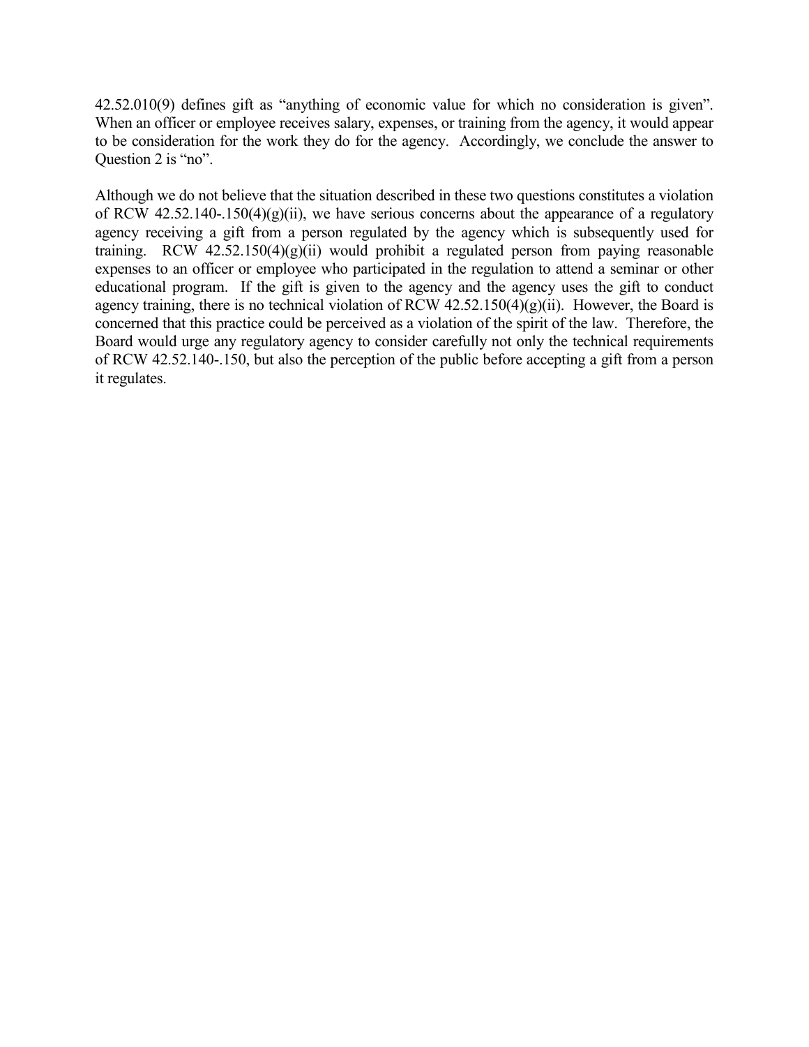42.52.010(9) defines gift as "anything of economic value for which no consideration is given". When an officer or employee receives salary, expenses, or training from the agency, it would appear to be consideration for the work they do for the agency. Accordingly, we conclude the answer to Question 2 is "no".

Although we do not believe that the situation described in these two questions constitutes a violation of RCW 42.52.140-.150(4)(g)(ii), we have serious concerns about the appearance of a regulatory agency receiving a gift from a person regulated by the agency which is subsequently used for training. RCW 42.52.150(4)(g)(ii) would prohibit a regulated person from paying reasonable expenses to an officer or employee who participated in the regulation to attend a seminar or other educational program. If the gift is given to the agency and the agency uses the gift to conduct agency training, there is no technical violation of RCW 42.52.150(4)(g)(ii). However, the Board is concerned that this practice could be perceived as a violation of the spirit of the law. Therefore, the Board would urge any regulatory agency to consider carefully not only the technical requirements of RCW 42.52.140-.150, but also the perception of the public before accepting a gift from a person it regulates.